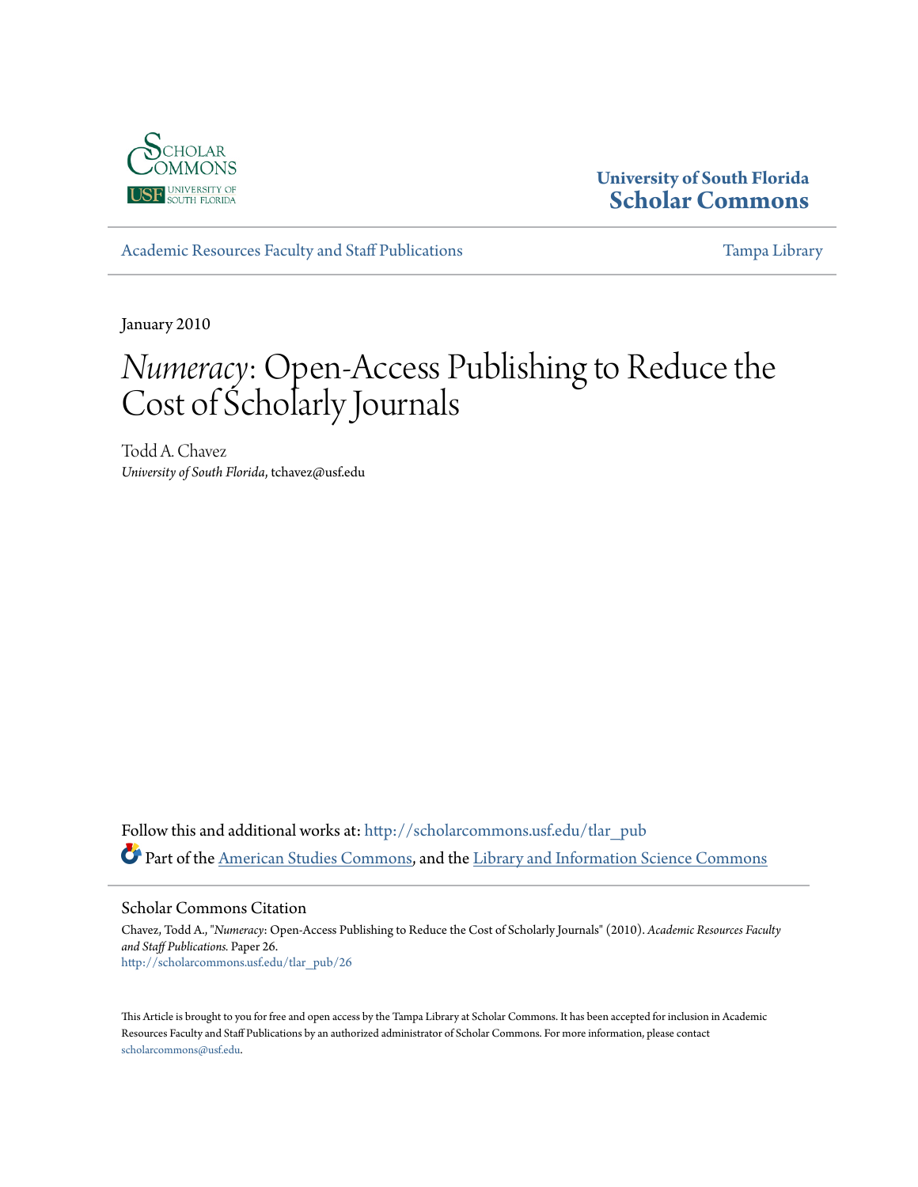University of South Florida
**Scholar Commons**

Academic Resources Faculty and Staff Publications | Tampa Library

January 2010

# *Numeracy*: Open-Access Publishing to Reduce the Cost of Scholarly Journals

Todd A. Chavez
*University of South Florida*, tchavez@usf.edu

Follow this and additional works at: http://scholarcommons.usf.edu/tlar_pub

Part of the American Studies Commons, and the Library and Information Science Commons

## Scholar Commons Citation

Chavez, Todd A., "*Numeracy*: Open-Access Publishing to Reduce the Cost of Scholarly Journals" (2010). *Academic Resources Faculty and Staff Publications.* Paper 26.
http://scholarcommons.usf.edu/tlar_pub/26

This Article is brought to you for free and open access by the Tampa Library at Scholar Commons. It has been accepted for inclusion in Academic Resources Faculty and Staff Publications by an authorized administrator of Scholar Commons. For more information, please contact scholarcommons@usf.edu.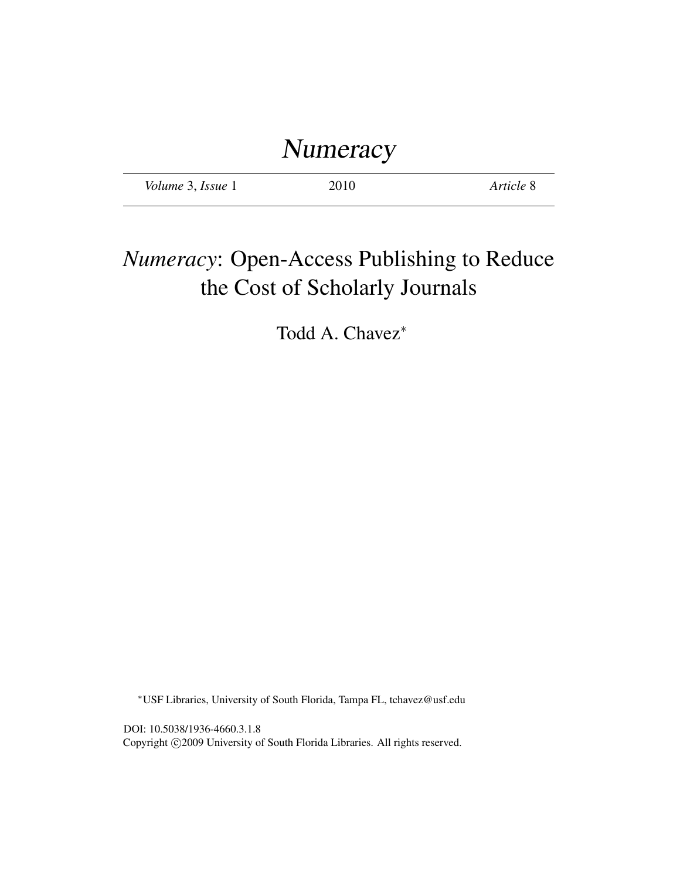# *Numeracy*

*Volume* 3, *Issue* 1 2010 *Article* 8

# *Numeracy*: Open-Access Publishing to Reduce the Cost of Scholarly Journals

Todd A. Chavez*

*USF Libraries, University of South Florida, Tampa FL, tchavez@usf.edu

DOI: 10.5038/1936-4660.3.1.8

Copyright ©2009 University of South Florida Libraries. All rights reserved.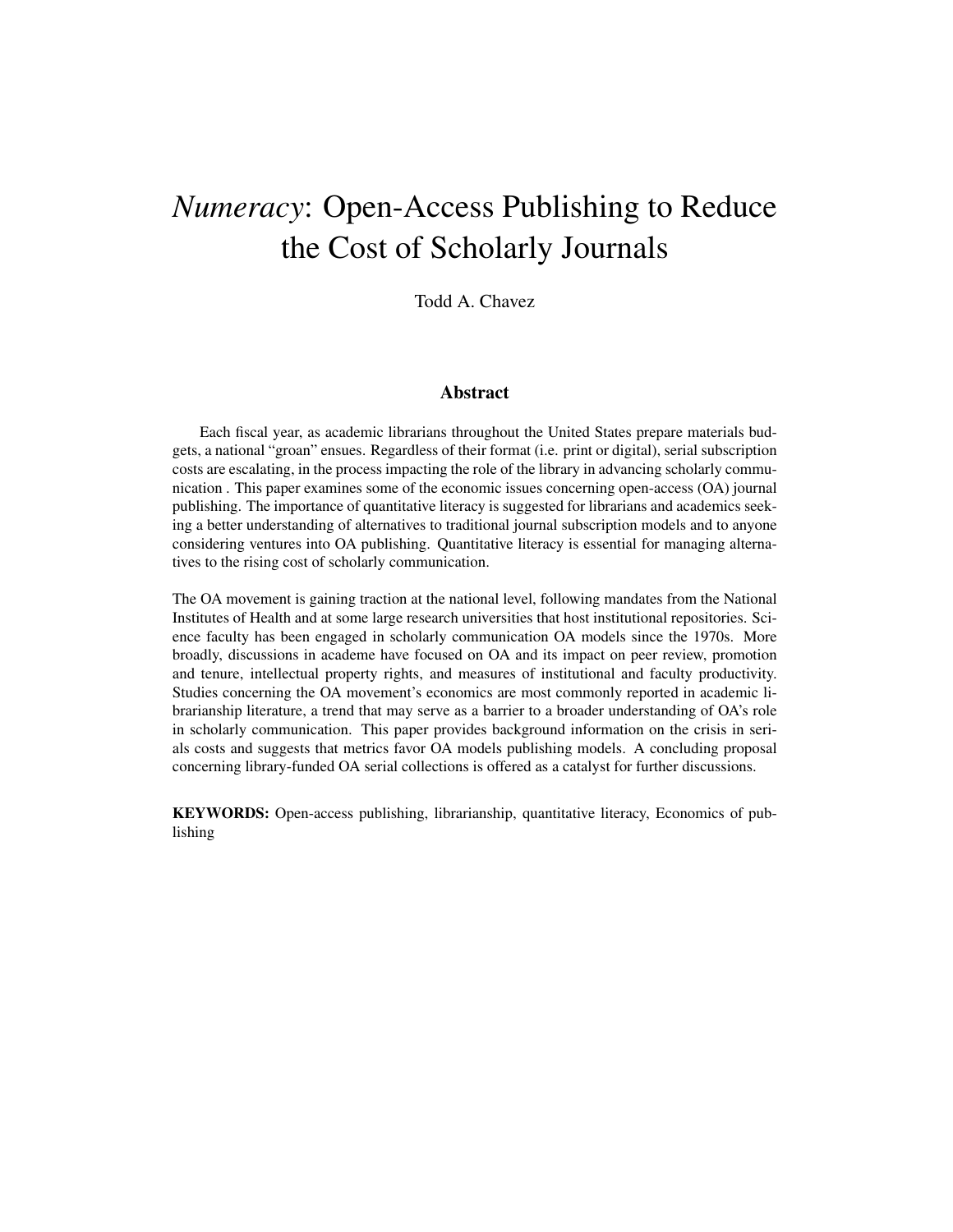# *Numeracy*: Open-Access Publishing to Reduce the Cost of Scholarly Journals

Todd A. Chavez

## Abstract

Each fiscal year, as academic librarians throughout the United States prepare materials budgets, a national "groan" ensues. Regardless of their format (i.e. print or digital), serial subscription costs are escalating, in the process impacting the role of the library in advancing scholarly communication . This paper examines some of the economic issues concerning open-access (OA) journal publishing. The importance of quantitative literacy is suggested for librarians and academics seeking a better understanding of alternatives to traditional journal subscription models and to anyone considering ventures into OA publishing. Quantitative literacy is essential for managing alternatives to the rising cost of scholarly communication.

The OA movement is gaining traction at the national level, following mandates from the National Institutes of Health and at some large research universities that host institutional repositories. Science faculty has been engaged in scholarly communication OA models since the 1970s. More broadly, discussions in academe have focused on OA and its impact on peer review, promotion and tenure, intellectual property rights, and measures of institutional and faculty productivity. Studies concerning the OA movement's economics are most commonly reported in academic librarianship literature, a trend that may serve as a barrier to a broader understanding of OA's role in scholarly communication. This paper provides background information on the crisis in serials costs and suggests that metrics favor OA models publishing models. A concluding proposal concerning library-funded OA serial collections is offered as a catalyst for further discussions.

**KEYWORDS:** Open-access publishing, librarianship, quantitative literacy, Economics of publishing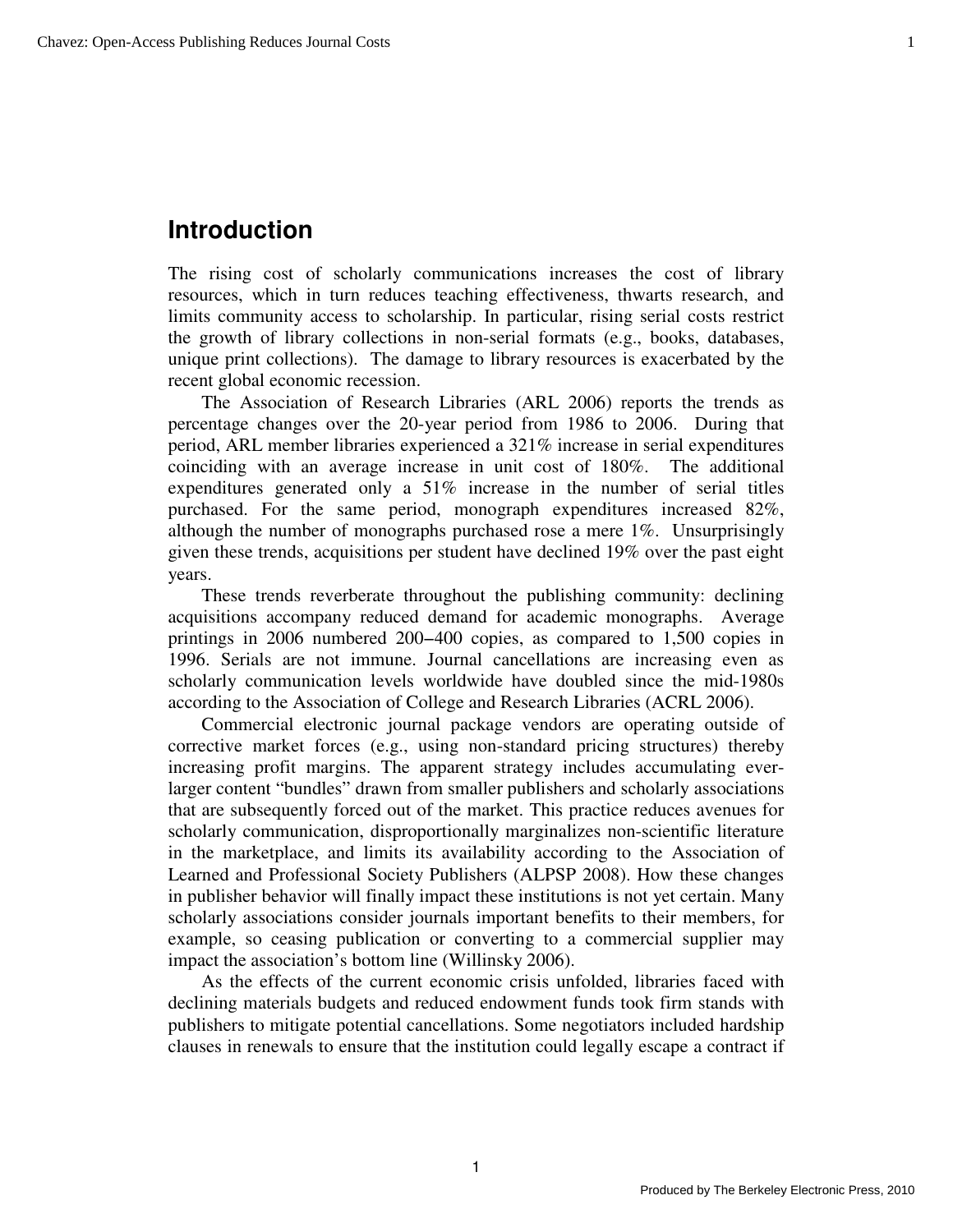## Introduction

The rising cost of scholarly communications increases the cost of library resources, which in turn reduces teaching effectiveness, thwarts research, and limits community access to scholarship. In particular, rising serial costs restrict the growth of library collections in non-serial formats (e.g., books, databases, unique print collections). The damage to library resources is exacerbated by the recent global economic recession.

The Association of Research Libraries (ARL 2006) reports the trends as percentage changes over the 20-year period from 1986 to 2006. During that period, ARL member libraries experienced a 321% increase in serial expenditures coinciding with an average increase in unit cost of 180%. The additional expenditures generated only a 51% increase in the number of serial titles purchased. For the same period, monograph expenditures increased 82%, although the number of monographs purchased rose a mere 1%. Unsurprisingly given these trends, acquisitions per student have declined 19% over the past eight years.

These trends reverberate throughout the publishing community: declining acquisitions accompany reduced demand for academic monographs. Average printings in 2006 numbered 200–400 copies, as compared to 1,500 copies in 1996. Serials are not immune. Journal cancellations are increasing even as scholarly communication levels worldwide have doubled since the mid-1980s according to the Association of College and Research Libraries (ACRL 2006).

Commercial electronic journal package vendors are operating outside of corrective market forces (e.g., using non-standard pricing structures) thereby increasing profit margins. The apparent strategy includes accumulating ever-larger content "bundles" drawn from smaller publishers and scholarly associations that are subsequently forced out of the market. This practice reduces avenues for scholarly communication, disproportionally marginalizes non-scientific literature in the marketplace, and limits its availability according to the Association of Learned and Professional Society Publishers (ALPSP 2008). How these changes in publisher behavior will finally impact these institutions is not yet certain. Many scholarly associations consider journals important benefits to their members, for example, so ceasing publication or converting to a commercial supplier may impact the association's bottom line (Willinsky 2006).

As the effects of the current economic crisis unfolded, libraries faced with declining materials budgets and reduced endowment funds took firm stands with publishers to mitigate potential cancellations. Some negotiators included hardship clauses in renewals to ensure that the institution could legally escape a contract if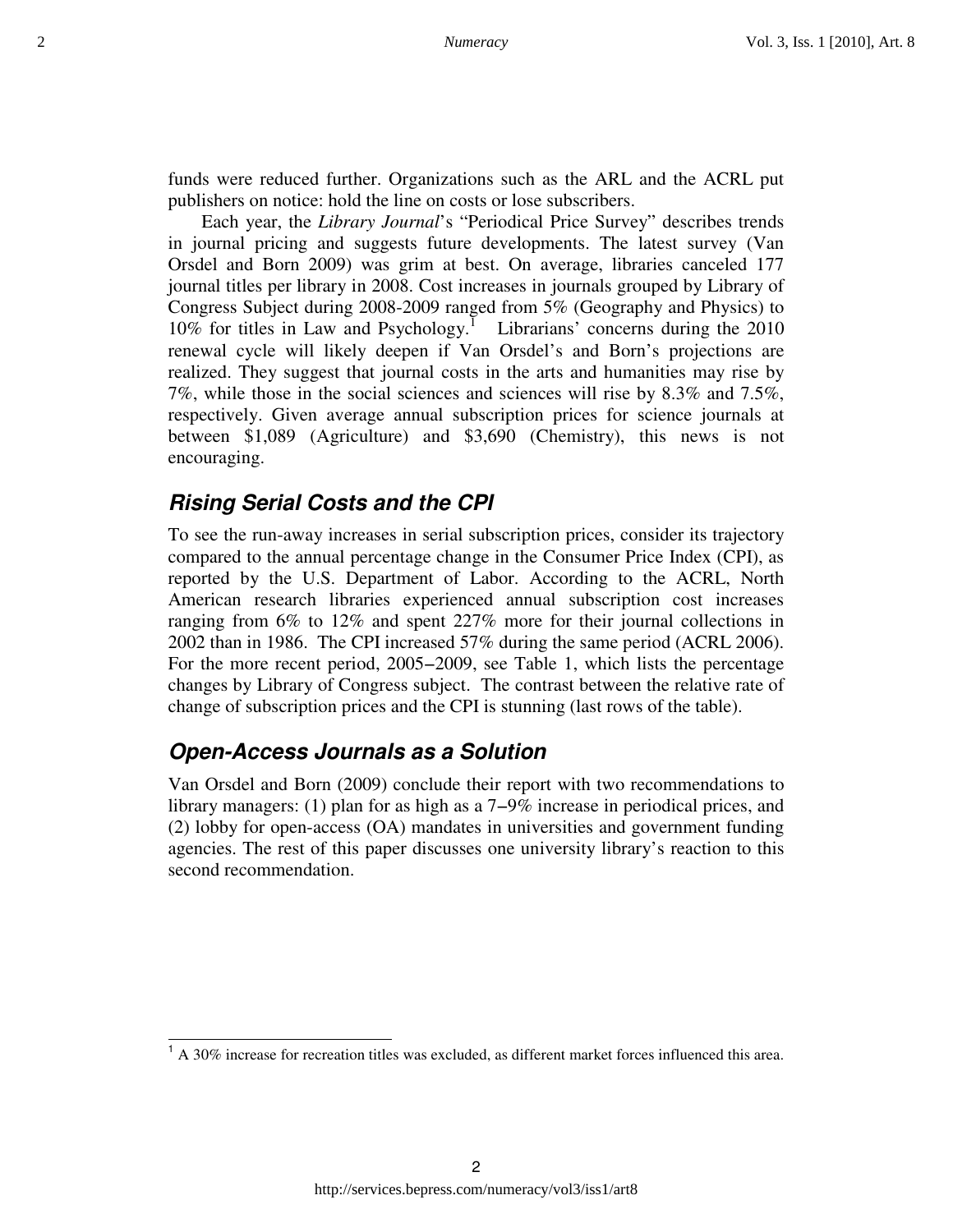funds were reduced further. Organizations such as the ARL and the ACRL put publishers on notice: hold the line on costs or lose subscribers.

Each year, the *Library Journal*'s "Periodical Price Survey" describes trends in journal pricing and suggests future developments. The latest survey (Van Orsdel and Born 2009) was grim at best. On average, libraries canceled 177 journal titles per library in 2008. Cost increases in journals grouped by Library of Congress Subject during 2008-2009 ranged from 5% (Geography and Physics) to 10% for titles in Law and Psychology.[1] Librarians' concerns during the 2010 renewal cycle will likely deepen if Van Orsdel's and Born's projections are realized. They suggest that journal costs in the arts and humanities may rise by 7%, while those in the social sciences and sciences will rise by 8.3% and 7.5%, respectively. Given average annual subscription prices for science journals at between $1,089 (Agriculture) and $3,690 (Chemistry), this news is not encouraging.

## Rising Serial Costs and the CPI

To see the run-away increases in serial subscription prices, consider its trajectory compared to the annual percentage change in the Consumer Price Index (CPI), as reported by the U.S. Department of Labor. According to the ACRL, North American research libraries experienced annual subscription cost increases ranging from 6% to 12% and spent 227% more for their journal collections in 2002 than in 1986. The CPI increased 57% during the same period (ACRL 2006). For the more recent period, 2005–2009, see Table 1, which lists the percentage changes by Library of Congress subject. The contrast between the relative rate of change of subscription prices and the CPI is stunning (last rows of the table).

## Open-Access Journals as a Solution

Van Orsdel and Born (2009) conclude their report with two recommendations to library managers: (1) plan for as high as a 7–9% increase in periodical prices, and (2) lobby for open-access (OA) mandates in universities and government funding agencies. The rest of this paper discusses one university library's reaction to this second recommendation.

[1] A 30% increase for recreation titles was excluded, as different market forces influenced this area.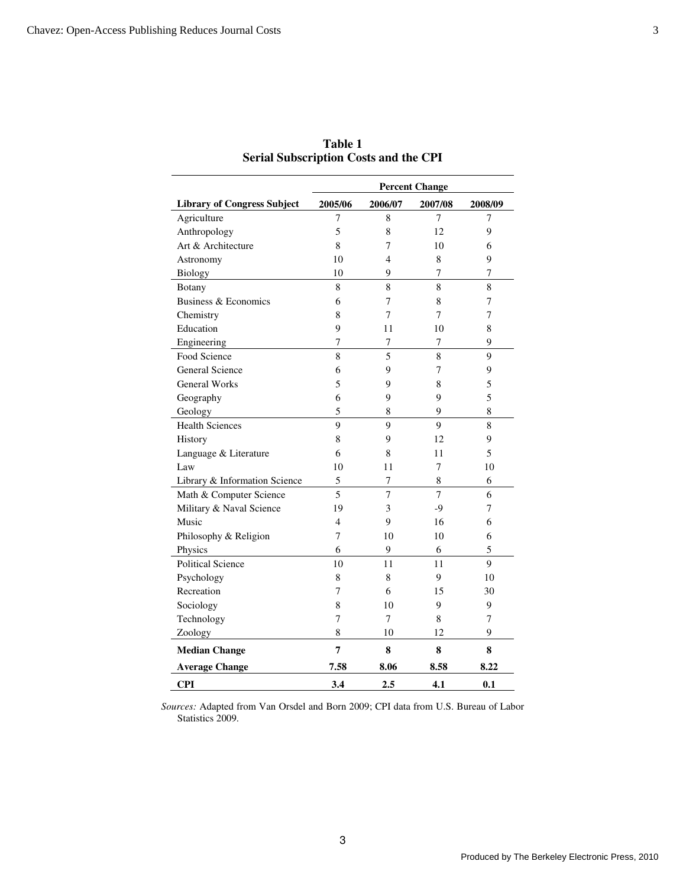**Table 1**
**Serial Subscription Costs and the CPI**

| | Percent Change | | | |
|---|---|---|---|---|
| **Library of Congress Subject** | **2005/06** | **2006/07** | **2007/08** | **2008/09** |
| Agriculture | 7 | 8 | 7 | 7 |
| Anthropology | 5 | 8 | 12 | 9 |
| Art & Architecture | 8 | 7 | 10 | 6 |
| Astronomy | 10 | 4 | 8 | 9 |
| Biology | 10 | 9 | 7 | 7 |
| Botany | 8 | 8 | 8 | 8 |
| Business & Economics | 6 | 7 | 8 | 7 |
| Chemistry | 8 | 7 | 7 | 7 |
| Education | 9 | 11 | 10 | 8 |
| Engineering | 7 | 7 | 7 | 9 |
| Food Science | 8 | 5 | 8 | 9 |
| General Science | 6 | 9 | 7 | 9 |
| General Works | 5 | 9 | 8 | 5 |
| Geography | 6 | 9 | 9 | 5 |
| Geology | 5 | 8 | 9 | 8 |
| Health Sciences | 9 | 9 | 9 | 8 |
| History | 8 | 9 | 12 | 9 |
| Language & Literature | 6 | 8 | 11 | 5 |
| Law | 10 | 11 | 7 | 10 |
| Library & Information Science | 5 | 7 | 8 | 6 |
| Math & Computer Science | 5 | 7 | 7 | 6 |
| Military & Naval Science | 19 | 3 | -9 | 7 |
| Music | 4 | 9 | 16 | 6 |
| Philosophy & Religion | 7 | 10 | 10 | 6 |
| Physics | 6 | 9 | 6 | 5 |
| Political Science | 10 | 11 | 11 | 9 |
| Psychology | 8 | 8 | 9 | 10 |
| Recreation | 7 | 6 | 15 | 30 |
| Sociology | 8 | 10 | 9 | 9 |
| Technology | 7 | 7 | 8 | 7 |
| Zoology | 8 | 10 | 12 | 9 |
| **Median Change** | **7** | **8** | **8** | **8** |
| **Average Change** | **7.58** | **8.06** | **8.58** | **8.22** |
| **CPI** | **3.4** | **2.5** | **4.1** | **0.1** |

*Sources:* Adapted from Van Orsdel and Born 2009; CPI data from U.S. Bureau of Labor Statistics 2009.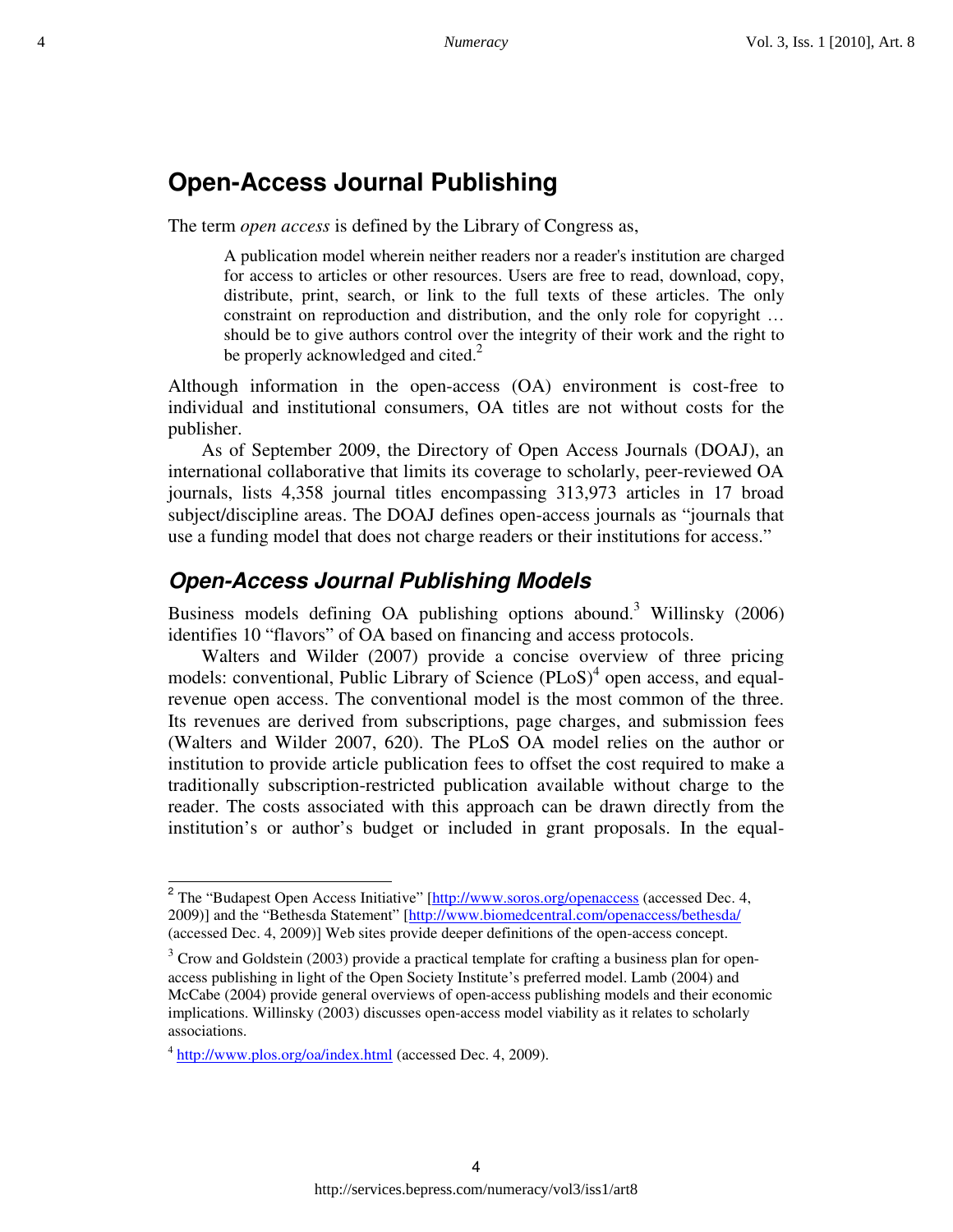## Open-Access Journal Publishing

The term *open access* is defined by the Library of Congress as,

> A publication model wherein neither readers nor a reader's institution are charged for access to articles or other resources. Users are free to read, download, copy, distribute, print, search, or link to the full texts of these articles. The only constraint on reproduction and distribution, and the only role for copyright … should be to give authors control over the integrity of their work and the right to be properly acknowledged and cited.[2]

Although information in the open-access (OA) environment is cost-free to individual and institutional consumers, OA titles are not without costs for the publisher.

As of September 2009, the Directory of Open Access Journals (DOAJ), an international collaborative that limits its coverage to scholarly, peer-reviewed OA journals, lists 4,358 journal titles encompassing 313,973 articles in 17 broad subject/discipline areas. The DOAJ defines open-access journals as "journals that use a funding model that does not charge readers or their institutions for access."

### *Open-Access Journal Publishing Models*

Business models defining OA publishing options abound.[3] Willinsky (2006) identifies 10 "flavors" of OA based on financing and access protocols.

Walters and Wilder (2007) provide a concise overview of three pricing models: conventional, Public Library of Science (PLoS)[4] open access, and equal-revenue open access. The conventional model is the most common of the three. Its revenues are derived from subscriptions, page charges, and submission fees (Walters and Wilder 2007, 620). The PLoS OA model relies on the author or institution to provide article publication fees to offset the cost required to make a traditionally subscription-restricted publication available without charge to the reader. The costs associated with this approach can be drawn directly from the institution's or author's budget or included in grant proposals. In the equal-

---

[2] The "Budapest Open Access Initiative" [http://www.soros.org/openaccess (accessed Dec. 4, 2009)] and the "Bethesda Statement" [http://www.biomedcentral.com/openaccess/bethesda/ (accessed Dec. 4, 2009)] Web sites provide deeper definitions of the open-access concept.

[3] Crow and Goldstein (2003) provide a practical template for crafting a business plan for open-access publishing in light of the Open Society Institute's preferred model. Lamb (2004) and McCabe (2004) provide general overviews of open-access publishing models and their economic implications. Willinsky (2003) discusses open-access model viability as it relates to scholarly associations.

[4] http://www.plos.org/oa/index.html (accessed Dec. 4, 2009).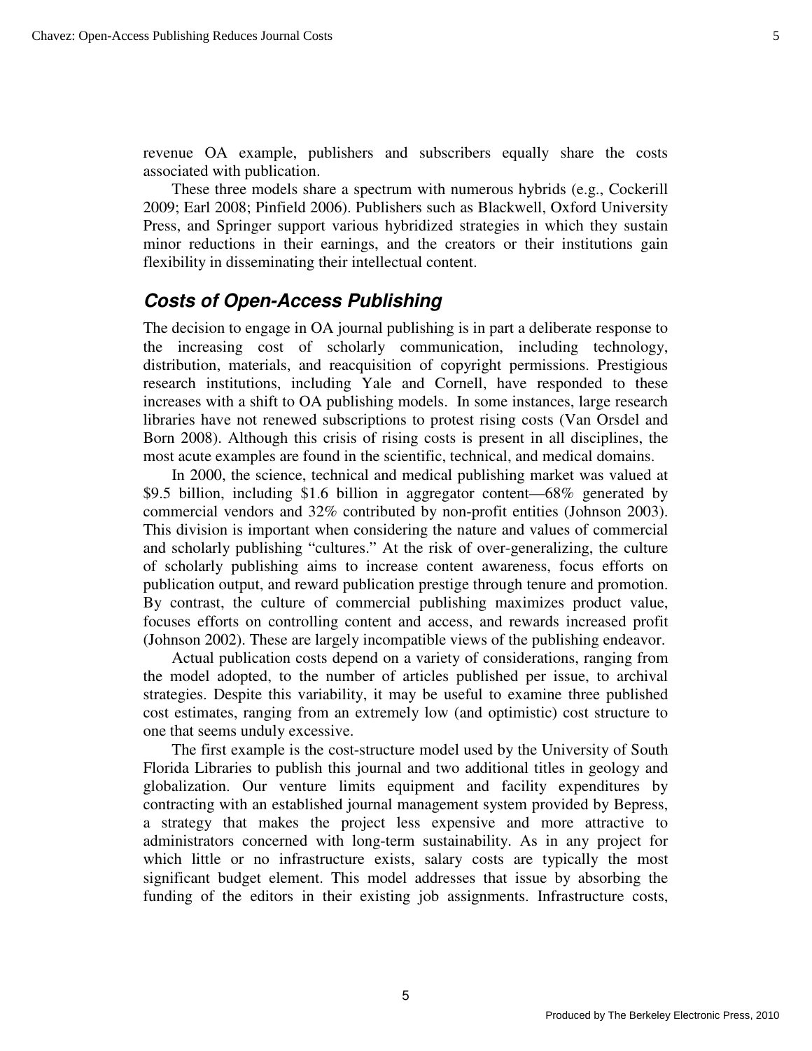revenue OA example, publishers and subscribers equally share the costs associated with publication.

These three models share a spectrum with numerous hybrids (e.g., Cockerill 2009; Earl 2008; Pinfield 2006). Publishers such as Blackwell, Oxford University Press, and Springer support various hybridized strategies in which they sustain minor reductions in their earnings, and the creators or their institutions gain flexibility in disseminating their intellectual content.

## *Costs of Open-Access Publishing*

The decision to engage in OA journal publishing is in part a deliberate response to the increasing cost of scholarly communication, including technology, distribution, materials, and reacquisition of copyright permissions. Prestigious research institutions, including Yale and Cornell, have responded to these increases with a shift to OA publishing models. In some instances, large research libraries have not renewed subscriptions to protest rising costs (Van Orsdel and Born 2008). Although this crisis of rising costs is present in all disciplines, the most acute examples are found in the scientific, technical, and medical domains.

In 2000, the science, technical and medical publishing market was valued at $9.5 billion, including $1.6 billion in aggregator content—68% generated by commercial vendors and 32% contributed by non-profit entities (Johnson 2003). This division is important when considering the nature and values of commercial and scholarly publishing "cultures." At the risk of over-generalizing, the culture of scholarly publishing aims to increase content awareness, focus efforts on publication output, and reward publication prestige through tenure and promotion. By contrast, the culture of commercial publishing maximizes product value, focuses efforts on controlling content and access, and rewards increased profit (Johnson 2002). These are largely incompatible views of the publishing endeavor.

Actual publication costs depend on a variety of considerations, ranging from the model adopted, to the number of articles published per issue, to archival strategies. Despite this variability, it may be useful to examine three published cost estimates, ranging from an extremely low (and optimistic) cost structure to one that seems unduly excessive.

The first example is the cost-structure model used by the University of South Florida Libraries to publish this journal and two additional titles in geology and globalization. Our venture limits equipment and facility expenditures by contracting with an established journal management system provided by Bepress, a strategy that makes the project less expensive and more attractive to administrators concerned with long-term sustainability. As in any project for which little or no infrastructure exists, salary costs are typically the most significant budget element. This model addresses that issue by absorbing the funding of the editors in their existing job assignments. Infrastructure costs,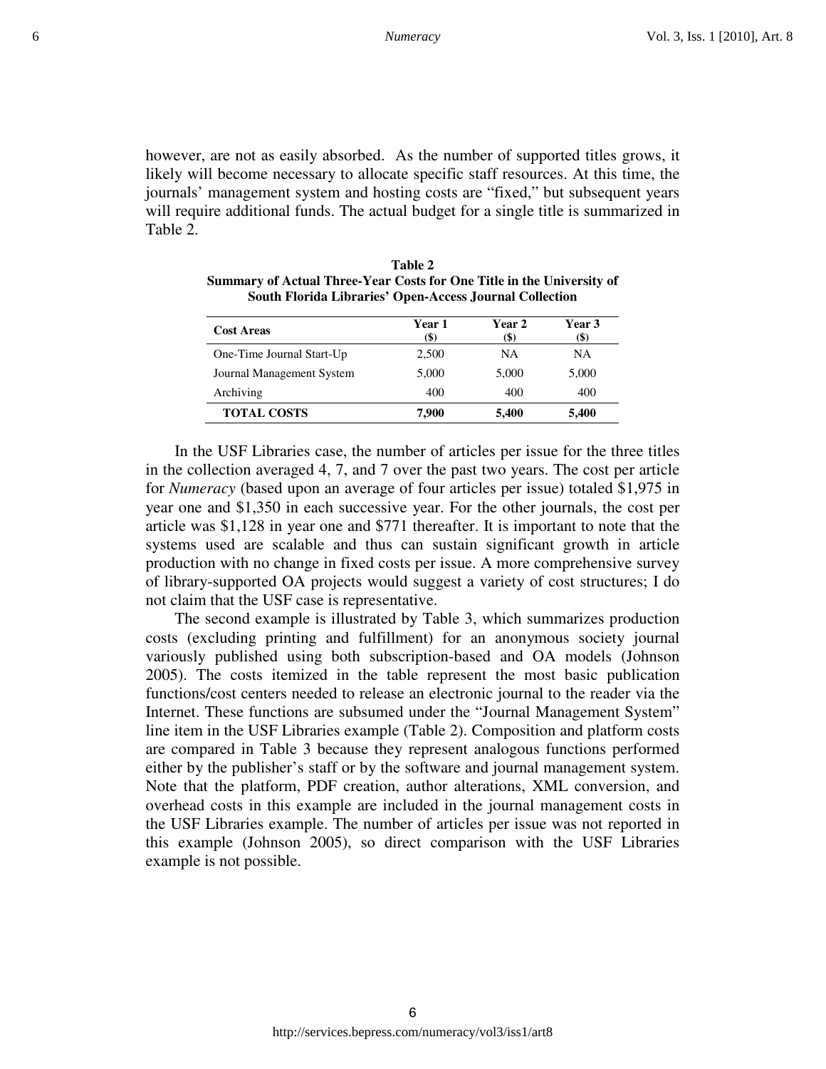however, are not as easily absorbed. As the number of supported titles grows, it likely will become necessary to allocate specific staff resources. At this time, the journals' management system and hosting costs are "fixed," but subsequent years will require additional funds. The actual budget for a single title is summarized in Table 2.

**Table 2**
**Summary of Actual Three-Year Costs for One Title in the University of South Florida Libraries' Open-Access Journal Collection**

| Cost Areas | Year 1 ($) | Year 2 ($) | Year 3 ($) |
|---|---|---|---|
| One-Time Journal Start-Up | 2,500 | NA | NA |
| Journal Management System | 5,000 | 5,000 | 5,000 |
| Archiving | 400 | 400 | 400 |
| **TOTAL COSTS** | **7,900** | **5,400** | **5,400** |

In the USF Libraries case, the number of articles per issue for the three titles in the collection averaged 4, 7, and 7 over the past two years. The cost per article for *Numeracy* (based upon an average of four articles per issue) totaled $1,975 in year one and $1,350 in each successive year. For the other journals, the cost per article was $1,128 in year one and $771 thereafter. It is important to note that the systems used are scalable and thus can sustain significant growth in article production with no change in fixed costs per issue. A more comprehensive survey of library-supported OA projects would suggest a variety of cost structures; I do not claim that the USF case is representative.

The second example is illustrated by Table 3, which summarizes production costs (excluding printing and fulfillment) for an anonymous society journal variously published using both subscription-based and OA models (Johnson 2005). The costs itemized in the table represent the most basic publication functions/cost centers needed to release an electronic journal to the reader via the Internet. These functions are subsumed under the "Journal Management System" line item in the USF Libraries example (Table 2). Composition and platform costs are compared in Table 3 because they represent analogous functions performed either by the publisher's staff or by the software and journal management system. Note that the platform, PDF creation, author alterations, XML conversion, and overhead costs in this example are included in the journal management costs in the USF Libraries example. The number of articles per issue was not reported in this example (Johnson 2005), so direct comparison with the USF Libraries example is not possible.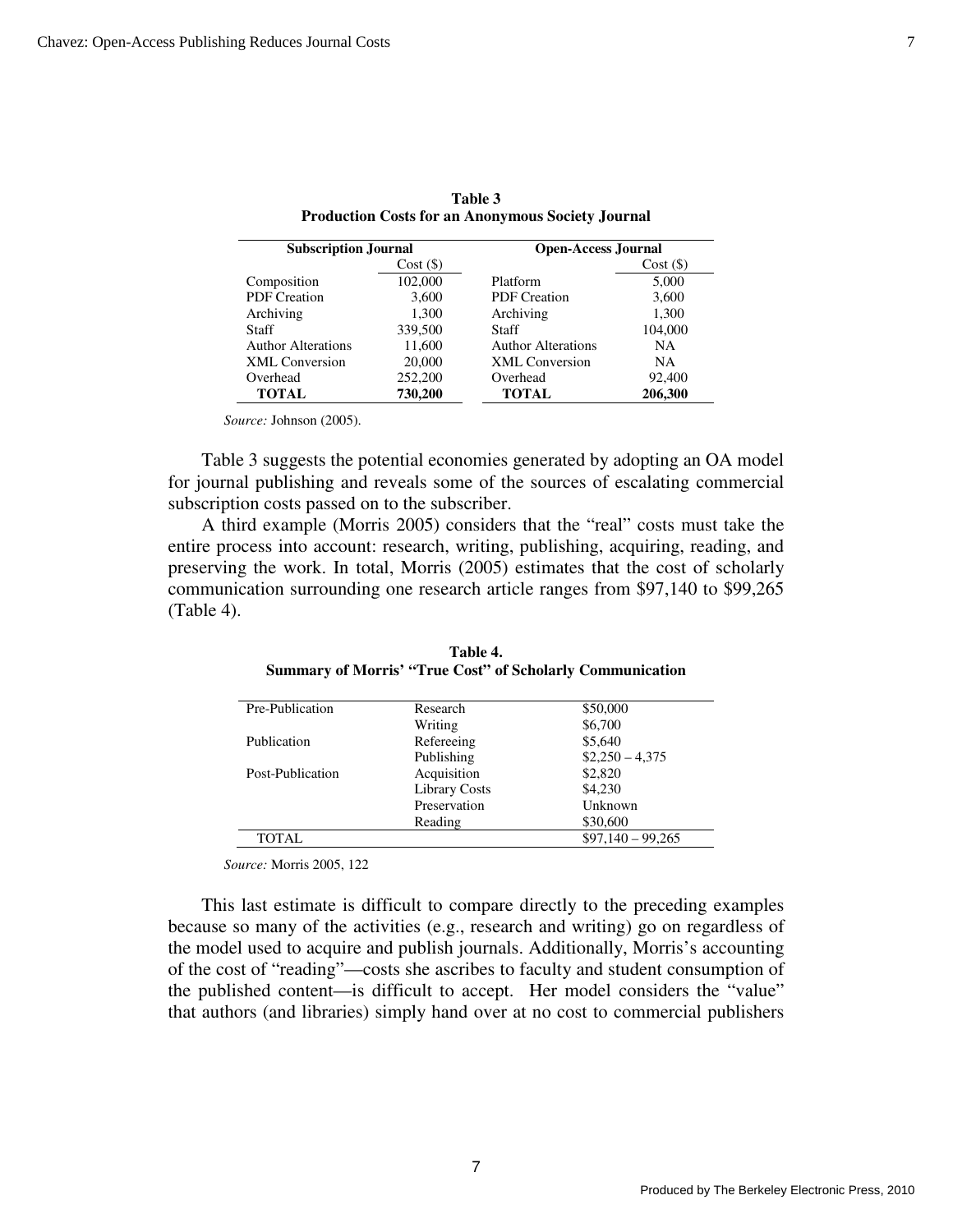**Table 3**
**Production Costs for an Anonymous Society Journal**

| Subscription Journal | | Open-Access Journal | |
|---|---|---|---|
| | Cost ($) | | Cost ($) |
| Composition | 102,000 | Platform | 5,000 |
| PDF Creation | 3,600 | PDF Creation | 3,600 |
| Archiving | 1,300 | Archiving | 1,300 |
| Staff | 339,500 | Staff | 104,000 |
| Author Alterations | 11,600 | Author Alterations | NA |
| XML Conversion | 20,000 | XML Conversion | NA |
| Overhead | 252,200 | Overhead | 92,400 |
| **TOTAL** | **730,200** | **TOTAL** | **206,300** |

*Source:* Johnson (2005).

Table 3 suggests the potential economies generated by adopting an OA model for journal publishing and reveals some of the sources of escalating commercial subscription costs passed on to the subscriber.

A third example (Morris 2005) considers that the "real" costs must take the entire process into account: research, writing, publishing, acquiring, reading, and preserving the work. In total, Morris (2005) estimates that the cost of scholarly communication surrounding one research article ranges from $97,140 to $99,265 (Table 4).

**Table 4.**
**Summary of Morris' "True Cost" of Scholarly Communication**

| | | |
|---|---|---|
| Pre-Publication | Research | $50,000 |
| | Writing | $6,700 |
| Publication | Refereeing | $5,640 |
| | Publishing | $2,250 – 4,375 |
| Post-Publication | Acquisition | $2,820 |
| | Library Costs | $4,230 |
| | Preservation | Unknown |
| | Reading | $30,600 |
| TOTAL | | $97,140 – 99,265 |

*Source:* Morris 2005, 122

This last estimate is difficult to compare directly to the preceding examples because so many of the activities (e.g., research and writing) go on regardless of the model used to acquire and publish journals. Additionally, Morris's accounting of the cost of "reading"—costs she ascribes to faculty and student consumption of the published content—is difficult to accept. Her model considers the "value" that authors (and libraries) simply hand over at no cost to commercial publishers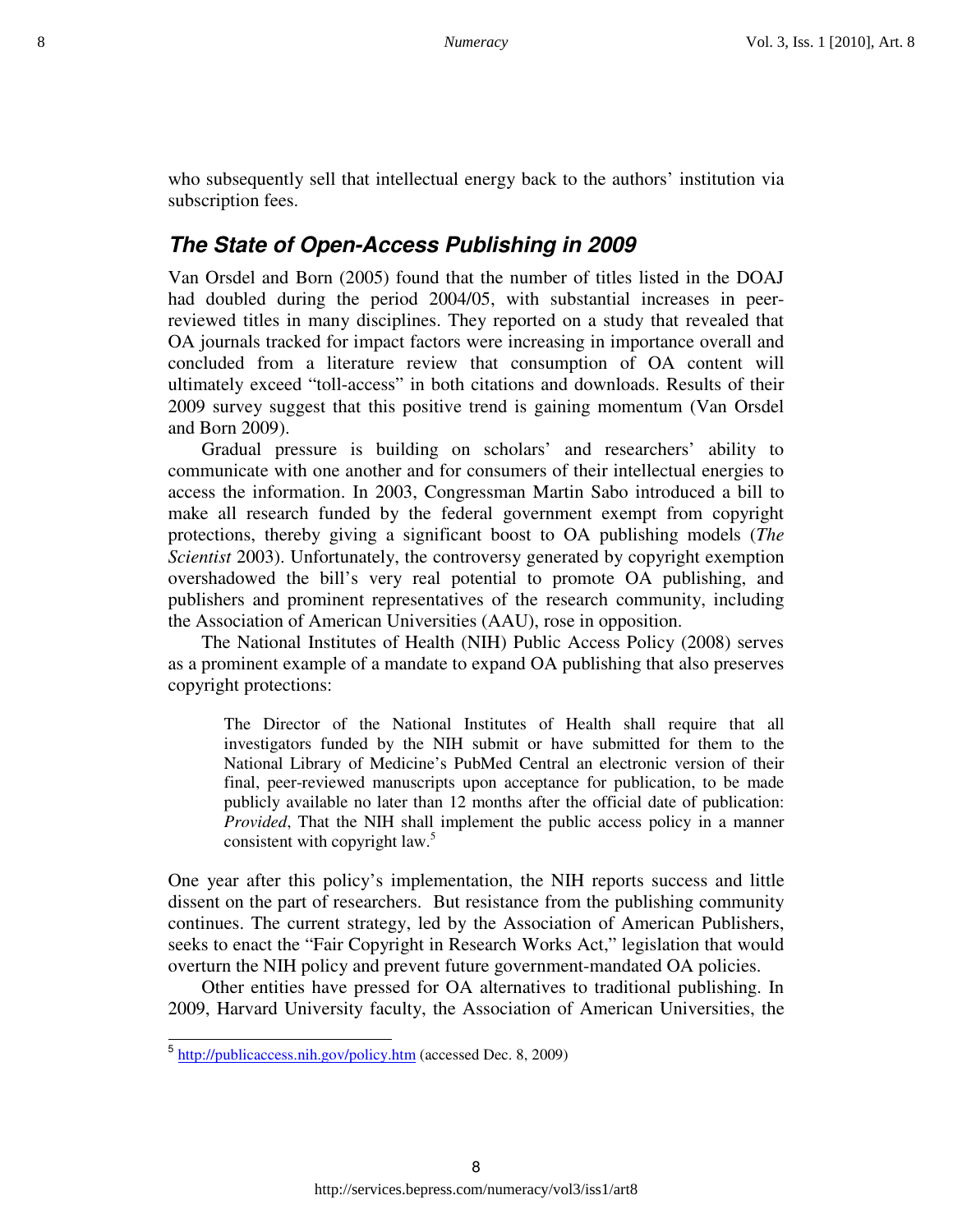who subsequently sell that intellectual energy back to the authors' institution via subscription fees.

## *The State of Open-Access Publishing in 2009*

Van Orsdel and Born (2005) found that the number of titles listed in the DOAJ had doubled during the period 2004/05, with substantial increases in peer-reviewed titles in many disciplines. They reported on a study that revealed that OA journals tracked for impact factors were increasing in importance overall and concluded from a literature review that consumption of OA content will ultimately exceed "toll-access" in both citations and downloads. Results of their 2009 survey suggest that this positive trend is gaining momentum (Van Orsdel and Born 2009).

Gradual pressure is building on scholars' and researchers' ability to communicate with one another and for consumers of their intellectual energies to access the information. In 2003, Congressman Martin Sabo introduced a bill to make all research funded by the federal government exempt from copyright protections, thereby giving a significant boost to OA publishing models (*The Scientist* 2003). Unfortunately, the controversy generated by copyright exemption overshadowed the bill's very real potential to promote OA publishing, and publishers and prominent representatives of the research community, including the Association of American Universities (AAU), rose in opposition.

The National Institutes of Health (NIH) Public Access Policy (2008) serves as a prominent example of a mandate to expand OA publishing that also preserves copyright protections:

> The Director of the National Institutes of Health shall require that all investigators funded by the NIH submit or have submitted for them to the National Library of Medicine's PubMed Central an electronic version of their final, peer-reviewed manuscripts upon acceptance for publication, to be made publicly available no later than 12 months after the official date of publication: *Provided*, That the NIH shall implement the public access policy in a manner consistent with copyright law.[5]

One year after this policy's implementation, the NIH reports success and little dissent on the part of researchers. But resistance from the publishing community continues. The current strategy, led by the Association of American Publishers, seeks to enact the "Fair Copyright in Research Works Act," legislation that would overturn the NIH policy and prevent future government-mandated OA policies.

Other entities have pressed for OA alternatives to traditional publishing. In 2009, Harvard University faculty, the Association of American Universities, the

[5] http://publicaccess.nih.gov/policy.htm (accessed Dec. 8, 2009)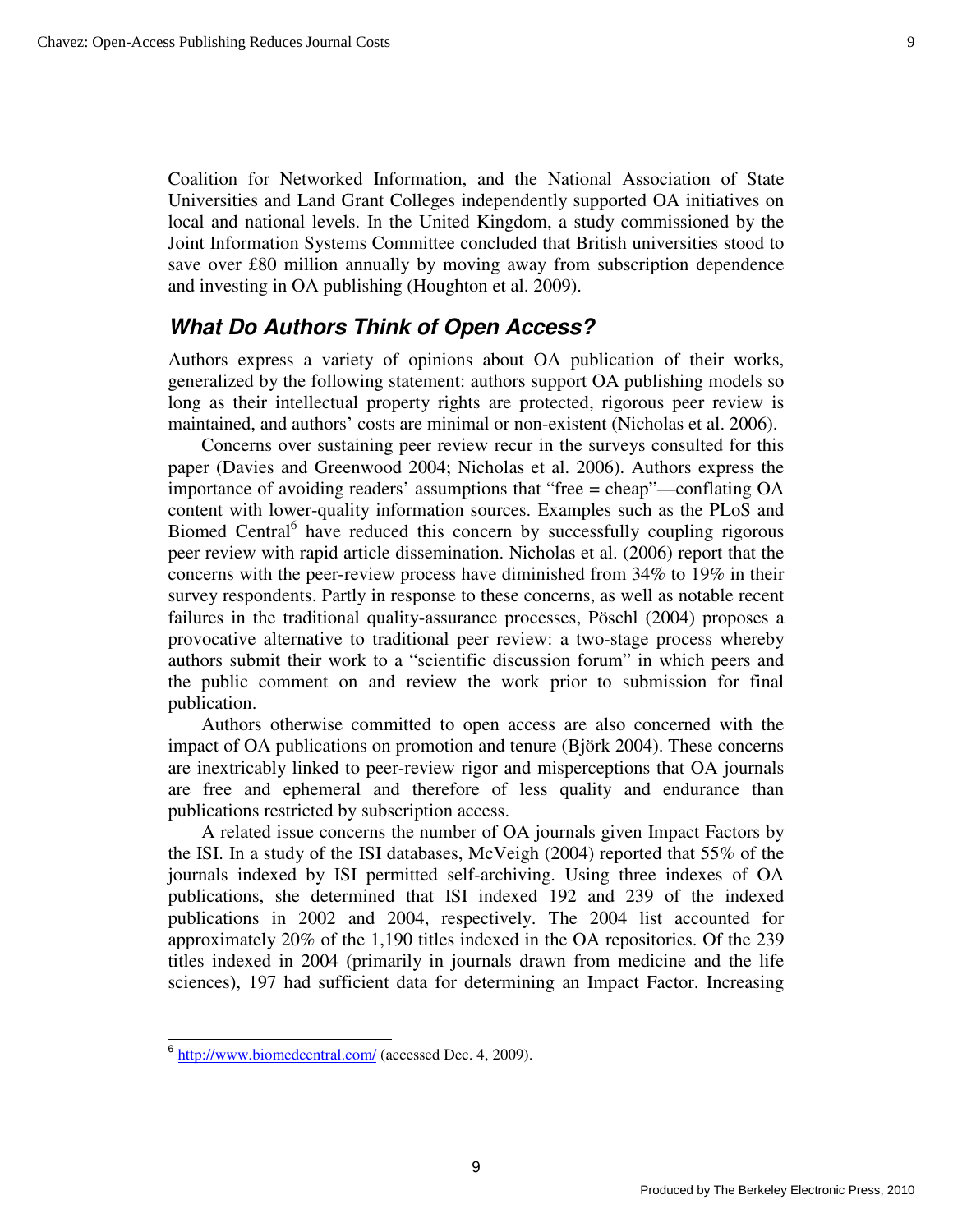Coalition for Networked Information, and the National Association of State Universities and Land Grant Colleges independently supported OA initiatives on local and national levels. In the United Kingdom, a study commissioned by the Joint Information Systems Committee concluded that British universities stood to save over £80 million annually by moving away from subscription dependence and investing in OA publishing (Houghton et al. 2009).

## *What Do Authors Think of Open Access?*

Authors express a variety of opinions about OA publication of their works, generalized by the following statement: authors support OA publishing models so long as their intellectual property rights are protected, rigorous peer review is maintained, and authors' costs are minimal or non-existent (Nicholas et al. 2006).

Concerns over sustaining peer review recur in the surveys consulted for this paper (Davies and Greenwood 2004; Nicholas et al. 2006). Authors express the importance of avoiding readers' assumptions that "free = cheap"—conflating OA content with lower-quality information sources. Examples such as the PLoS and Biomed Central[6] have reduced this concern by successfully coupling rigorous peer review with rapid article dissemination. Nicholas et al. (2006) report that the concerns with the peer-review process have diminished from 34% to 19% in their survey respondents. Partly in response to these concerns, as well as notable recent failures in the traditional quality-assurance processes, Pöschl (2004) proposes a provocative alternative to traditional peer review: a two-stage process whereby authors submit their work to a "scientific discussion forum" in which peers and the public comment on and review the work prior to submission for final publication.

Authors otherwise committed to open access are also concerned with the impact of OA publications on promotion and tenure (Björk 2004). These concerns are inextricably linked to peer-review rigor and misperceptions that OA journals are free and ephemeral and therefore of less quality and endurance than publications restricted by subscription access.

A related issue concerns the number of OA journals given Impact Factors by the ISI. In a study of the ISI databases, McVeigh (2004) reported that 55% of the journals indexed by ISI permitted self-archiving. Using three indexes of OA publications, she determined that ISI indexed 192 and 239 of the indexed publications in 2002 and 2004, respectively. The 2004 list accounted for approximately 20% of the 1,190 titles indexed in the OA repositories. Of the 239 titles indexed in 2004 (primarily in journals drawn from medicine and the life sciences), 197 had sufficient data for determining an Impact Factor. Increasing

[6] http://www.biomedcentral.com/ (accessed Dec. 4, 2009).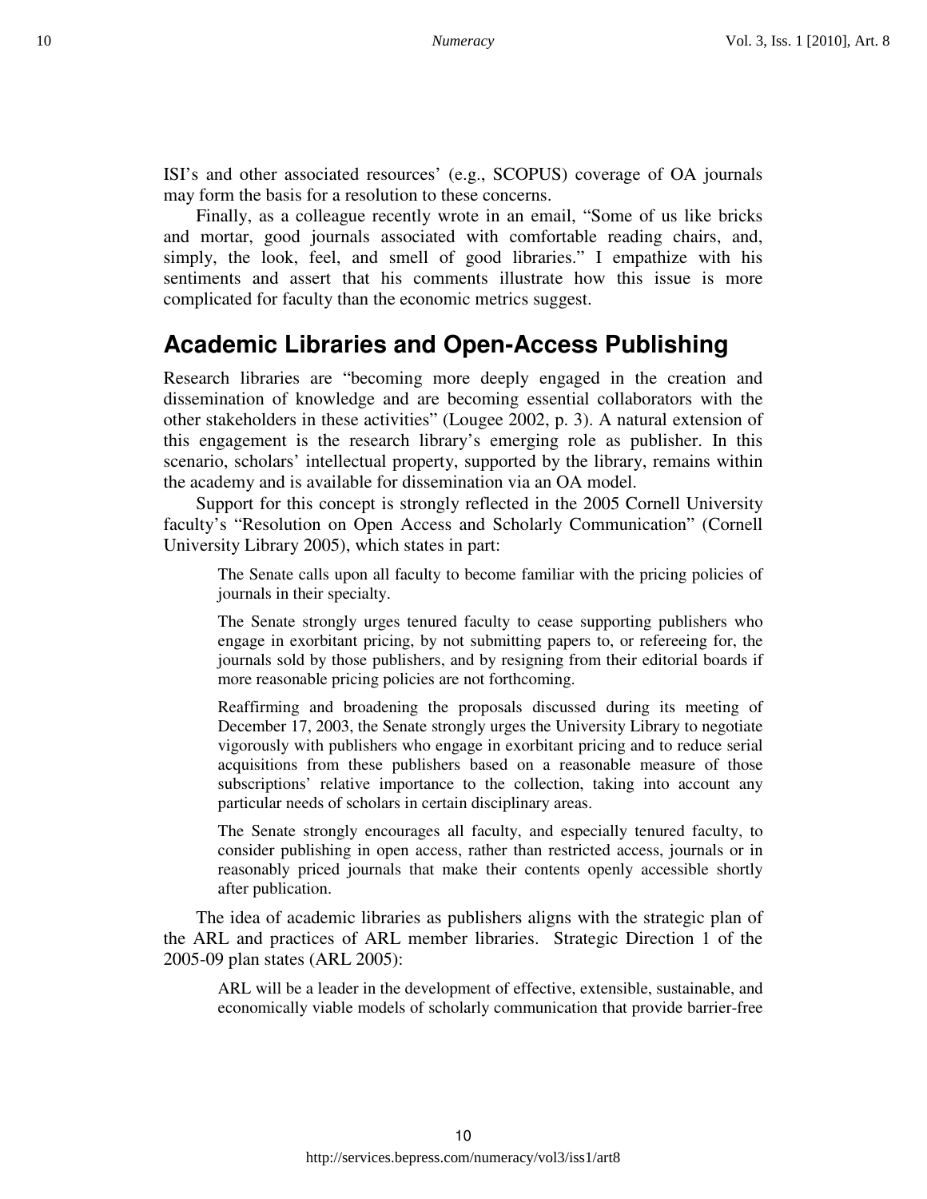ISI's and other associated resources' (e.g., SCOPUS) coverage of OA journals may form the basis for a resolution to these concerns.

Finally, as a colleague recently wrote in an email, "Some of us like bricks and mortar, good journals associated with comfortable reading chairs, and, simply, the look, feel, and smell of good libraries." I empathize with his sentiments and assert that his comments illustrate how this issue is more complicated for faculty than the economic metrics suggest.

## Academic Libraries and Open-Access Publishing

Research libraries are "becoming more deeply engaged in the creation and dissemination of knowledge and are becoming essential collaborators with the other stakeholders in these activities" (Lougee 2002, p. 3). A natural extension of this engagement is the research library's emerging role as publisher. In this scenario, scholars' intellectual property, supported by the library, remains within the academy and is available for dissemination via an OA model.

Support for this concept is strongly reflected in the 2005 Cornell University faculty's "Resolution on Open Access and Scholarly Communication" (Cornell University Library 2005), which states in part:

> The Senate calls upon all faculty to become familiar with the pricing policies of journals in their specialty.
>
> The Senate strongly urges tenured faculty to cease supporting publishers who engage in exorbitant pricing, by not submitting papers to, or refereeing for, the journals sold by those publishers, and by resigning from their editorial boards if more reasonable pricing policies are not forthcoming.
>
> Reaffirming and broadening the proposals discussed during its meeting of December 17, 2003, the Senate strongly urges the University Library to negotiate vigorously with publishers who engage in exorbitant pricing and to reduce serial acquisitions from these publishers based on a reasonable measure of those subscriptions' relative importance to the collection, taking into account any particular needs of scholars in certain disciplinary areas.
>
> The Senate strongly encourages all faculty, and especially tenured faculty, to consider publishing in open access, rather than restricted access, journals or in reasonably priced journals that make their contents openly accessible shortly after publication.

The idea of academic libraries as publishers aligns with the strategic plan of the ARL and practices of ARL member libraries. Strategic Direction 1 of the 2005-09 plan states (ARL 2005):

> ARL will be a leader in the development of effective, extensible, sustainable, and economically viable models of scholarly communication that provide barrier-free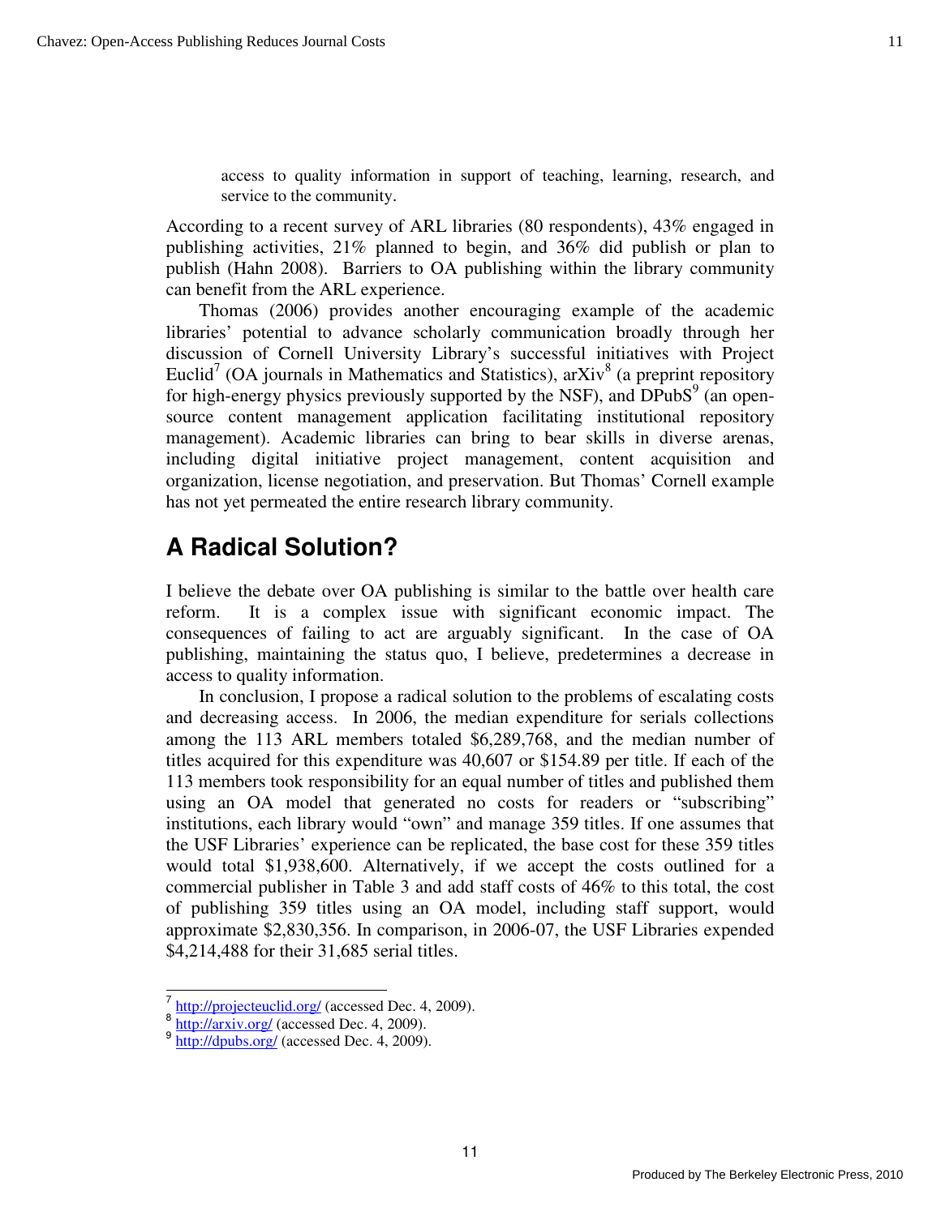access to quality information in support of teaching, learning, research, and service to the community.

According to a recent survey of ARL libraries (80 respondents), 43% engaged in publishing activities, 21% planned to begin, and 36% did publish or plan to publish (Hahn 2008). Barriers to OA publishing within the library community can benefit from the ARL experience.

Thomas (2006) provides another encouraging example of the academic libraries' potential to advance scholarly communication broadly through her discussion of Cornell University Library's successful initiatives with Project Euclid[7] (OA journals in Mathematics and Statistics), arXiv[8] (a preprint repository for high-energy physics previously supported by the NSF), and DPubS[9] (an open-source content management application facilitating institutional repository management). Academic libraries can bring to bear skills in diverse arenas, including digital initiative project management, content acquisition and organization, license negotiation, and preservation. But Thomas' Cornell example has not yet permeated the entire research library community.

## A Radical Solution?

I believe the debate over OA publishing is similar to the battle over health care reform. It is a complex issue with significant economic impact. The consequences of failing to act are arguably significant. In the case of OA publishing, maintaining the status quo, I believe, predetermines a decrease in access to quality information.

In conclusion, I propose a radical solution to the problems of escalating costs and decreasing access. In 2006, the median expenditure for serials collections among the 113 ARL members totaled $6,289,768, and the median number of titles acquired for this expenditure was 40,607 or $154.89 per title. If each of the 113 members took responsibility for an equal number of titles and published them using an OA model that generated no costs for readers or "subscribing" institutions, each library would "own" and manage 359 titles. If one assumes that the USF Libraries' experience can be replicated, the base cost for these 359 titles would total $1,938,600. Alternatively, if we accept the costs outlined for a commercial publisher in Table 3 and add staff costs of 46% to this total, the cost of publishing 359 titles using an OA model, including staff support, would approximate $2,830,356. In comparison, in 2006-07, the USF Libraries expended $4,214,488 for their 31,685 serial titles.

---

[7] http://projecteuclid.org/ (accessed Dec. 4, 2009).

[8] http://arxiv.org/ (accessed Dec. 4, 2009).

[9] http://dpubs.org/ (accessed Dec. 4, 2009).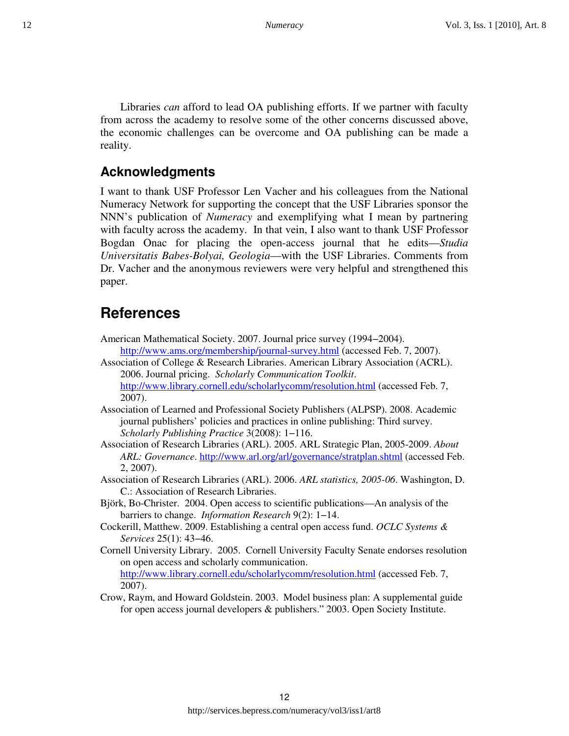Libraries *can* afford to lead OA publishing efforts. If we partner with faculty from across the academy to resolve some of the other concerns discussed above, the economic challenges can be overcome and OA publishing can be made a reality.

## Acknowledgments

I want to thank USF Professor Len Vacher and his colleagues from the National Numeracy Network for supporting the concept that the USF Libraries sponsor the NNN's publication of *Numeracy* and exemplifying what I mean by partnering with faculty across the academy. In that vein, I also want to thank USF Professor Bogdan Onac for placing the open-access journal that he edits—*Studia Universitatis Babes-Bolyai, Geologia*—with the USF Libraries. Comments from Dr. Vacher and the anonymous reviewers were very helpful and strengthened this paper.

# References

American Mathematical Society. 2007. Journal price survey (1994–2004). http://www.ams.org/membership/journal-survey.html (accessed Feb. 7, 2007).

Association of College & Research Libraries. American Library Association (ACRL). 2006. Journal pricing. *Scholarly Communication Toolkit*. http://www.library.cornell.edu/scholarlycomm/resolution.html (accessed Feb. 7, 2007).

Association of Learned and Professional Society Publishers (ALPSP). 2008. Academic journal publishers' policies and practices in online publishing: Third survey. *Scholarly Publishing Practice* 3(2008): 1–116.

Association of Research Libraries (ARL). 2005. ARL Strategic Plan, 2005-2009. *About ARL: Governance*. http://www.arl.org/arl/governance/stratplan.shtml (accessed Feb. 2, 2007).

Association of Research Libraries (ARL). 2006. *ARL statistics, 2005-06*. Washington, D. C.: Association of Research Libraries.

Björk, Bo-Christer. 2004. Open access to scientific publications—An analysis of the barriers to change. *Information Research* 9(2): 1–14.

Cockerill, Matthew. 2009. Establishing a central open access fund. *OCLC Systems & Services* 25(1): 43–46.

Cornell University Library. 2005. Cornell University Faculty Senate endorses resolution on open access and scholarly communication. http://www.library.cornell.edu/scholarlycomm/resolution.html (accessed Feb. 7, 2007).

Crow, Raym, and Howard Goldstein. 2003. Model business plan: A supplemental guide for open access journal developers & publishers." 2003. Open Society Institute.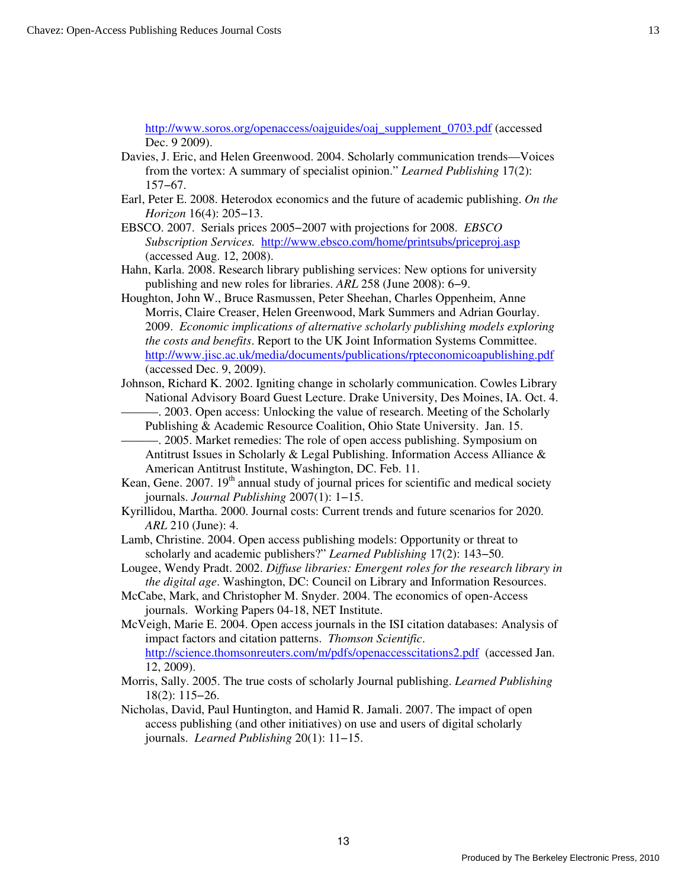http://www.soros.org/openaccess/oajguides/oaj_supplement_0703.pdf (accessed Dec. 9 2009).

Davies, J. Eric, and Helen Greenwood. 2004. Scholarly communication trends—Voices from the vortex: A summary of specialist opinion." *Learned Publishing* 17(2): 157–67.

Earl, Peter E. 2008. Heterodox economics and the future of academic publishing. *On the Horizon* 16(4): 205–13.

EBSCO. 2007. Serials prices 2005–2007 with projections for 2008. *EBSCO Subscription Services.* http://www.ebsco.com/home/printsubs/priceproj.asp (accessed Aug. 12, 2008).

Hahn, Karla. 2008. Research library publishing services: New options for university publishing and new roles for libraries. *ARL* 258 (June 2008): 6–9.

Houghton, John W., Bruce Rasmussen, Peter Sheehan, Charles Oppenheim, Anne Morris, Claire Creaser, Helen Greenwood, Mark Summers and Adrian Gourlay. 2009. *Economic implications of alternative scholarly publishing models exploring the costs and benefits*. Report to the UK Joint Information Systems Committee. http://www.jisc.ac.uk/media/documents/publications/rpteconomicoapublishing.pdf (accessed Dec. 9, 2009).

Johnson, Richard K. 2002. Igniting change in scholarly communication. Cowles Library National Advisory Board Guest Lecture. Drake University, Des Moines, IA. Oct. 4.

———. 2003. Open access: Unlocking the value of research. Meeting of the Scholarly Publishing & Academic Resource Coalition, Ohio State University. Jan. 15.

———. 2005. Market remedies: The role of open access publishing. Symposium on Antitrust Issues in Scholarly & Legal Publishing. Information Access Alliance & American Antitrust Institute, Washington, DC. Feb. 11.

Kean, Gene. 2007. 19th annual study of journal prices for scientific and medical society journals. *Journal Publishing* 2007(1): 1–15.

Kyrillidou, Martha. 2000. Journal costs: Current trends and future scenarios for 2020. *ARL* 210 (June): 4.

Lamb, Christine. 2004. Open access publishing models: Opportunity or threat to scholarly and academic publishers?" *Learned Publishing* 17(2): 143–50.

Lougee, Wendy Pradt. 2002. *Diffuse libraries: Emergent roles for the research library in the digital age*. Washington, DC: Council on Library and Information Resources.

McCabe, Mark, and Christopher M. Snyder. 2004. The economics of open-Access journals. Working Papers 04-18, NET Institute.

McVeigh, Marie E. 2004. Open access journals in the ISI citation databases: Analysis of impact factors and citation patterns. *Thomson Scientific*. http://science.thomsonreuters.com/m/pdfs/openaccesscitations2.pdf (accessed Jan. 12, 2009).

Morris, Sally. 2005. The true costs of scholarly Journal publishing. *Learned Publishing* 18(2): 115–26.

Nicholas, David, Paul Huntington, and Hamid R. Jamali. 2007. The impact of open access publishing (and other initiatives) on use and users of digital scholarly journals. *Learned Publishing* 20(1): 11–15.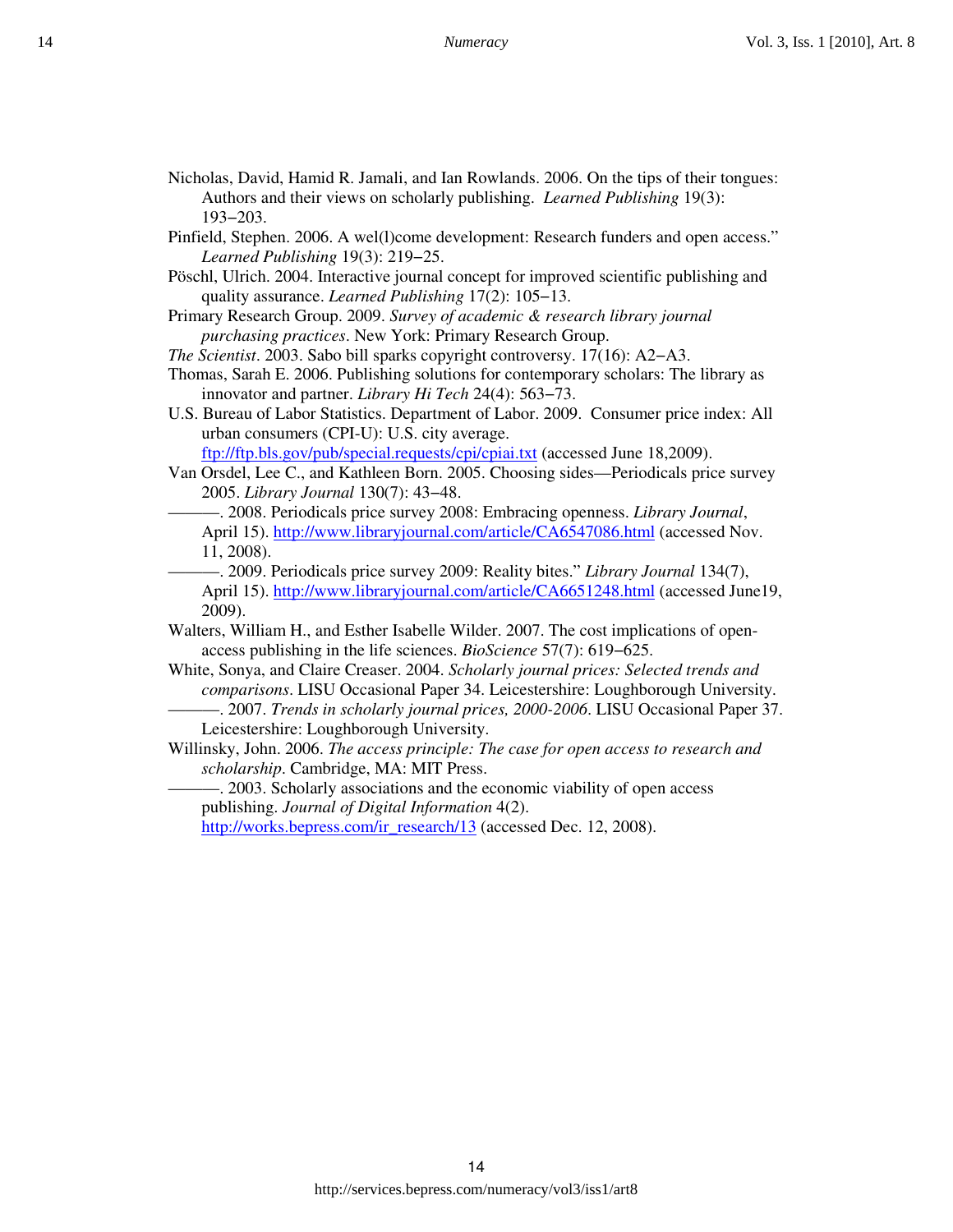Nicholas, David, Hamid R. Jamali, and Ian Rowlands. 2006. On the tips of their tongues: Authors and their views on scholarly publishing. *Learned Publishing* 19(3): 193–203.

Pinfield, Stephen. 2006. A wel(l)come development: Research funders and open access." *Learned Publishing* 19(3): 219–25.

Pöschl, Ulrich. 2004. Interactive journal concept for improved scientific publishing and quality assurance. *Learned Publishing* 17(2): 105–13.

Primary Research Group. 2009. *Survey of academic & research library journal purchasing practices*. New York: Primary Research Group.

*The Scientist*. 2003. Sabo bill sparks copyright controversy. 17(16): A2–A3.

Thomas, Sarah E. 2006. Publishing solutions for contemporary scholars: The library as innovator and partner. *Library Hi Tech* 24(4): 563–73.

U.S. Bureau of Labor Statistics. Department of Labor. 2009. Consumer price index: All urban consumers (CPI-U): U.S. city average. ftp://ftp.bls.gov/pub/special.requests/cpi/cpiai.txt (accessed June 18,2009).

Van Orsdel, Lee C., and Kathleen Born. 2005. Choosing sides—Periodicals price survey 2005. *Library Journal* 130(7): 43–48.

———. 2008. Periodicals price survey 2008: Embracing openness. *Library Journal*, April 15). http://www.libraryjournal.com/article/CA6547086.html (accessed Nov. 11, 2008).

———. 2009. Periodicals price survey 2009: Reality bites." *Library Journal* 134(7), April 15). http://www.libraryjournal.com/article/CA6651248.html (accessed June19, 2009).

Walters, William H., and Esther Isabelle Wilder. 2007. The cost implications of open-access publishing in the life sciences. *BioScience* 57(7): 619–625.

White, Sonya, and Claire Creaser. 2004. *Scholarly journal prices: Selected trends and comparisons*. LISU Occasional Paper 34. Leicestershire: Loughborough University.

———. 2007. *Trends in scholarly journal prices, 2000-2006*. LISU Occasional Paper 37. Leicestershire: Loughborough University.

Willinsky, John. 2006. *The access principle: The case for open access to research and scholarship*. Cambridge, MA: MIT Press.

———. 2003. Scholarly associations and the economic viability of open access publishing. *Journal of Digital Information* 4(2). http://works.bepress.com/ir_research/13 (accessed Dec. 12, 2008).